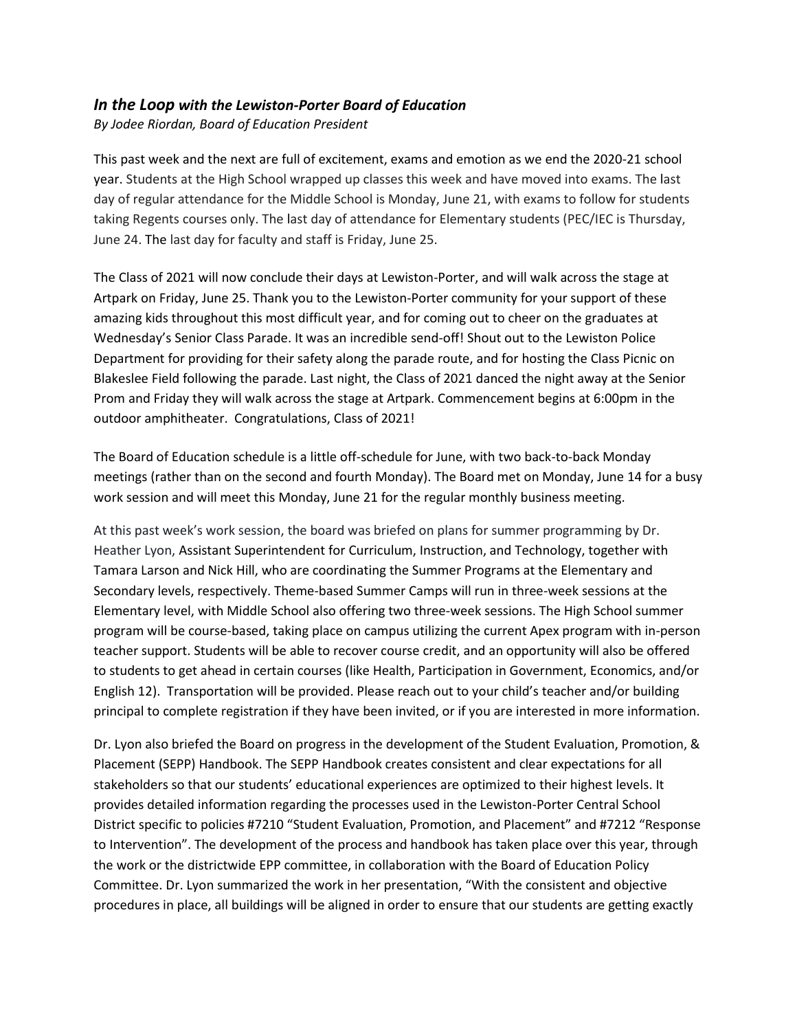## *In the Loop with the Lewiston-Porter Board of Education*

*By Jodee Riordan, Board of Education President*

This past week and the next are full of excitement, exams and emotion as we end the 2020-21 school year. Students at the High School wrapped up classes this week and have moved into exams. The last day of regular attendance for the Middle School is Monday, June 21, with exams to follow for students taking Regents courses only. The last day of attendance for Elementary students (PEC/IEC is Thursday, June 24. The last day for faculty and staff is Friday, June 25.

The Class of 2021 will now conclude their days at Lewiston-Porter, and will walk across the stage at Artpark on Friday, June 25. Thank you to the Lewiston-Porter community for your support of these amazing kids throughout this most difficult year, and for coming out to cheer on the graduates at Wednesday's Senior Class Parade. It was an incredible send-off! Shout out to the Lewiston Police Department for providing for their safety along the parade route, and for hosting the Class Picnic on Blakeslee Field following the parade. Last night, the Class of 2021 danced the night away at the Senior Prom and Friday they will walk across the stage at Artpark. Commencement begins at 6:00pm in the outdoor amphitheater. Congratulations, Class of 2021!

The Board of Education schedule is a little off-schedule for June, with two back-to-back Monday meetings (rather than on the second and fourth Monday). The Board met on Monday, June 14 for a busy work session and will meet this Monday, June 21 for the regular monthly business meeting.

At this past week's work session, the board was briefed on plans for summer programming by Dr. Heather Lyon, Assistant Superintendent for Curriculum, Instruction, and Technology, together with Tamara Larson and Nick Hill, who are coordinating the Summer Programs at the Elementary and Secondary levels, respectively. Theme-based Summer Camps will run in three-week sessions at the Elementary level, with Middle School also offering two three-week sessions. The High School summer program will be course-based, taking place on campus utilizing the current Apex program with in-person teacher support. Students will be able to recover course credit, and an opportunity will also be offered to students to get ahead in certain courses (like Health, Participation in Government, Economics, and/or English 12). Transportation will be provided. Please reach out to your child's teacher and/or building principal to complete registration if they have been invited, or if you are interested in more information.

Dr. Lyon also briefed the Board on progress in the development of the Student Evaluation, Promotion, & Placement (SEPP) Handbook. The SEPP Handbook creates consistent and clear expectations for all stakeholders so that our students' educational experiences are optimized to their highest levels. It provides detailed information regarding the processes used in the Lewiston-Porter Central School District specific to policies #7210 "Student Evaluation, Promotion, and Placement" and #7212 "Response to Intervention". The development of the process and handbook has taken place over this year, through the work or the districtwide EPP committee, in collaboration with the Board of Education Policy Committee. Dr. Lyon summarized the work in her presentation, "With the consistent and objective procedures in place, all buildings will be aligned in order to ensure that our students are getting exactly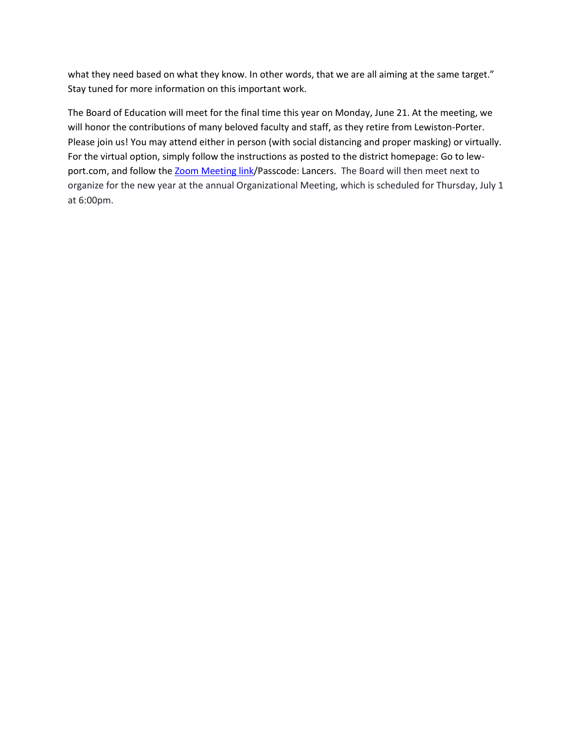what they need based on what they know. In other words, that we are all aiming at the same target." Stay tuned for more information on this important work.

The Board of Education will meet for the final time this year on Monday, June 21. At the meeting, we will honor the contributions of many beloved faculty and staff, as they retire from Lewiston-Porter. Please join us! You may attend either in person (with social distancing and proper masking) or virtually. For the virtual option, simply follow the instructions as posted to the district homepage: Go to lew-port.com, and follow the Zoom Meeting link/Passcode: Lancers. The Board will then meet next to organize for the new year at the annual Organizational Meeting, which is scheduled for Thursday, July 1 at 6:00pm.